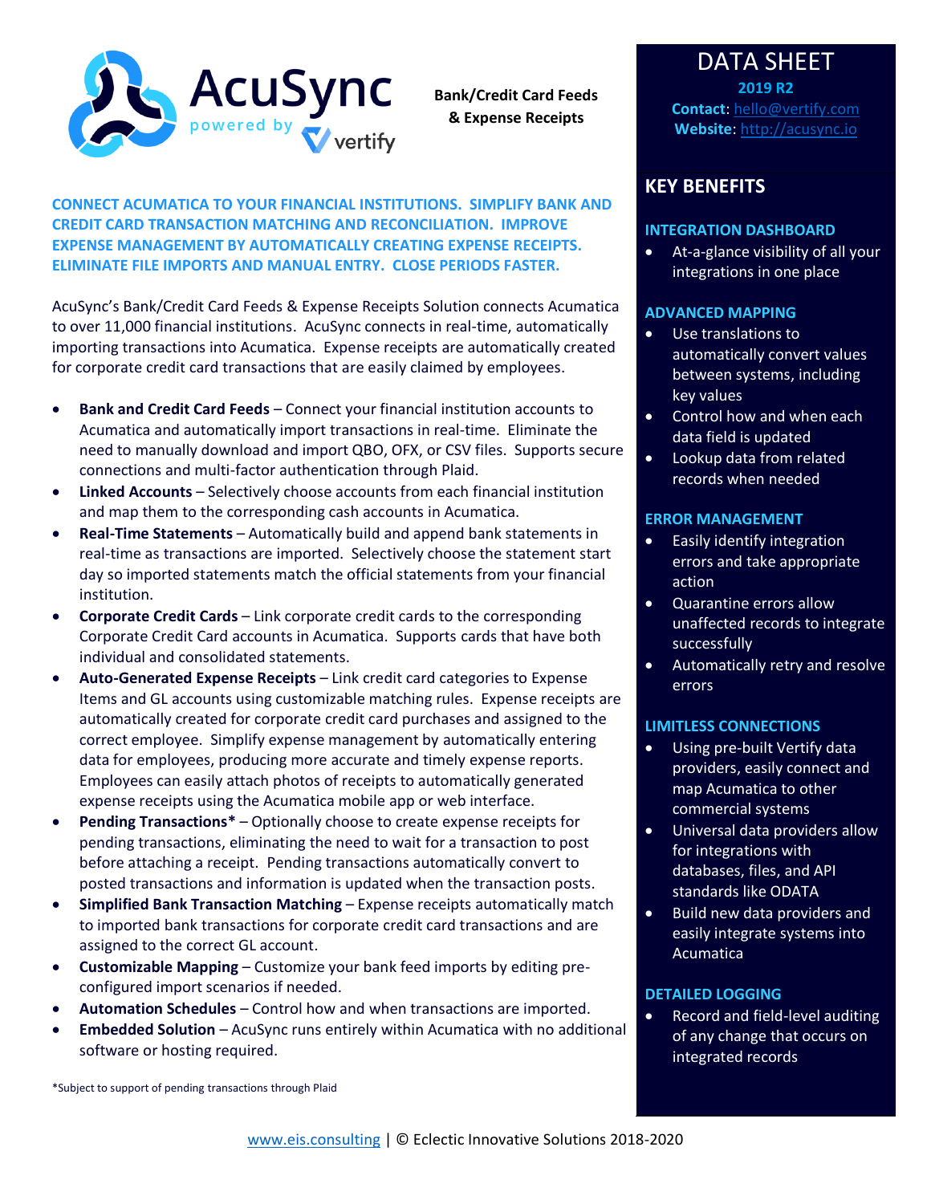# AcuSync

powered by vertify

**Bank/Credit Card Feeds & Expense Receipts**

**CONNECT ACUMATICA TO YOUR FINANCIAL INSTITUTIONS. SIMPLIFY BANK AND CREDIT CARD TRANSACTION MATCHING AND RECONCILIATION. IMPROVE EXPENSE MANAGEMENT BY AUTOMATICALLY CREATING EXPENSE RECEIPTS. ELIMINATE FILE IMPORTS AND MANUAL ENTRY. CLOSE PERIODS FASTER.**

AcuSync's Bank/Credit Card Feeds & Expense Receipts Solution connects Acumatica to over 11,000 financial institutions. AcuSync connects in real-time, automatically importing transactions into Acumatica. Expense receipts are automatically created for corporate credit card transactions that are easily claimed by employees.

- **Bank and Credit Card Feeds** – Connect your financial institution accounts to Acumatica and automatically import transactions in real-time. Eliminate the need to manually download and import QBO, OFX, or CSV files. Supports secure connections and multi-factor authentication through Plaid.
- **Linked Accounts** – Selectively choose accounts from each financial institution and map them to the corresponding cash accounts in Acumatica.
- **Real-Time Statements** – Automatically build and append bank statements in real-time as transactions are imported. Selectively choose the statement start day so imported statements match the official statements from your financial institution.
- **Corporate Credit Cards** – Link corporate credit cards to the corresponding Corporate Credit Card accounts in Acumatica. Supports cards that have both individual and consolidated statements.
- **Auto-Generated Expense Receipts** – Link credit card categories to Expense Items and GL accounts using customizable matching rules. Expense receipts are automatically created for corporate credit card purchases and assigned to the correct employee. Simplify expense management by automatically entering data for employees, producing more accurate and timely expense reports. Employees can easily attach photos of receipts to automatically generated expense receipts using the Acumatica mobile app or web interface.
- **Pending Transactions*** – Optionally choose to create expense receipts for pending transactions, eliminating the need to wait for a transaction to post before attaching a receipt. Pending transactions automatically convert to posted transactions and information is updated when the transaction posts.
- **Simplified Bank Transaction Matching** – Expense receipts automatically match to imported bank transactions for corporate credit card transactions and are assigned to the correct GL account.
- **Customizable Mapping** – Customize your bank feed imports by editing pre-configured import scenarios if needed.
- **Automation Schedules** – Control how and when transactions are imported.
- **Embedded Solution** – AcuSync runs entirely within Acumatica with no additional software or hosting required.

*Subject to support of pending transactions through Plaid

## DATA SHEET

**2019 R2**

**Contact**: hello@vertify.com

**Website**: http://acusync.io

## KEY BENEFITS

### INTEGRATION DASHBOARD

- At-a-glance visibility of all your integrations in one place

### ADVANCED MAPPING

- Use translations to automatically convert values between systems, including key values
- Control how and when each data field is updated
- Lookup data from related records when needed

### ERROR MANAGEMENT

- Easily identify integration errors and take appropriate action
- Quarantine errors allow unaffected records to integrate successfully
- Automatically retry and resolve errors

### LIMITLESS CONNECTIONS

- Using pre-built Vertify data providers, easily connect and map Acumatica to other commercial systems
- Universal data providers allow for integrations with databases, files, and API standards like ODATA
- Build new data providers and easily integrate systems into Acumatica

### DETAILED LOGGING

- Record and field-level auditing of any change that occurs on integrated records

www.eis.consulting | © Eclectic Innovative Solutions 2018-2020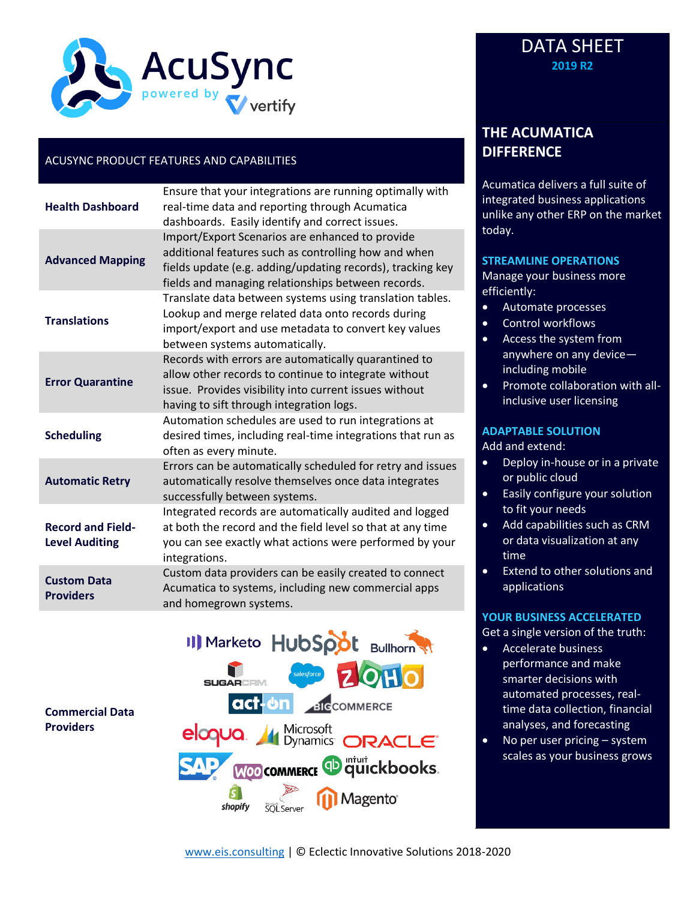# AcuSync

powered by vertify

## DATA SHEET

**2019 R2**

## ACUSYNC PRODUCT FEATURES AND CAPABILITIES

| | |
|---|---|
| **Health Dashboard** | Ensure that your integrations are running optimally with real-time data and reporting through Acumatica dashboards. Easily identify and correct issues. |
| **Advanced Mapping** | Import/Export Scenarios are enhanced to provide additional features such as controlling how and when fields update (e.g. adding/updating records), tracking key fields and managing relationships between records. |
| **Translations** | Translate data between systems using translation tables. Lookup and merge related data onto records during import/export and use metadata to convert key values between systems automatically. |
| **Error Quarantine** | Records with errors are automatically quarantined to allow other records to continue to integrate without issue. Provides visibility into current issues without having to sift through integration logs. |
| **Scheduling** | Automation schedules are used to run integrations at desired times, including real-time integrations that run as often as every minute. |
| **Automatic Retry** | Errors can be automatically scheduled for retry and issues automatically resolve themselves once data integrates successfully between systems. |
| **Record and Field-Level Auditing** | Integrated records are automatically audited and logged at both the record and the field level so that at any time you can see exactly what actions were performed by your integrations. |
| **Custom Data Providers** | Custom data providers can be easily created to connect Acumatica to systems, including new commercial apps and homegrown systems. |

**Commercial Data Providers**

Marketo, HubSpot, Bullhorn, SugarCRM, salesforce, ZOHO, act-on, BigCommerce, eloqua, Microsoft Dynamics, ORACLE, SAP, WooCommerce, intuit quickbooks, shopify, SQL Server, Magento

## THE ACUMATICA DIFFERENCE

Acumatica delivers a full suite of integrated business applications unlike any other ERP on the market today.

### STREAMLINE OPERATIONS

Manage your business more efficiently:

- Automate processes
- Control workflows
- Access the system from anywhere on any device—including mobile
- Promote collaboration with all-inclusive user licensing

### ADAPTABLE SOLUTION

Add and extend:

- Deploy in-house or in a private or public cloud
- Easily configure your solution to fit your needs
- Add capabilities such as CRM or data visualization at any time
- Extend to other solutions and applications

### YOUR BUSINESS ACCELERATED

Get a single version of the truth:

- Accelerate business performance and make smarter decisions with automated processes, real-time data collection, financial analyses, and forecasting
- No per user pricing – system scales as your business grows

www.eis.consulting | © Eclectic Innovative Solutions 2018-2020